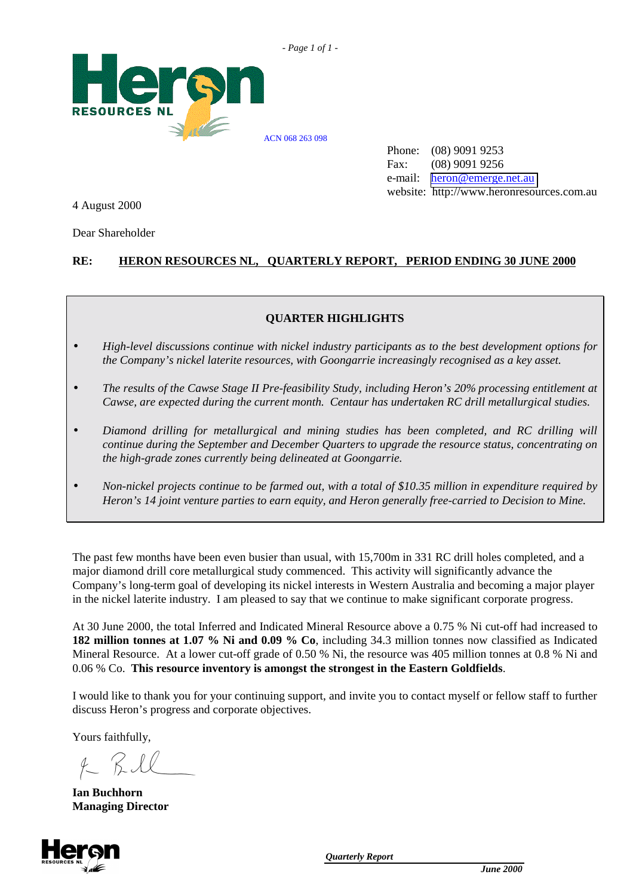ACN 068 263 098

Phone: (08) 9091 9253
Fax: (08) 9091 9256
e-mail: heron@emerge.net.au
website: http://www.heronresources.com.au

4 August 2000

Dear Shareholder

**RE: HERON RESOURCES NL, QUARTERLY REPORT, PERIOD ENDING 30 JUNE 2000**

## QUARTER HIGHLIGHTS

- *High-level discussions continue with nickel industry participants as to the best development options for the Company's nickel laterite resources, with Goongarrie increasingly recognised as a key asset.*
- *The results of the Cawse Stage II Pre-feasibility Study, including Heron's 20% processing entitlement at Cawse, are expected during the current month. Centaur has undertaken RC drill metallurgical studies.*
- *Diamond drilling for metallurgical and mining studies has been completed, and RC drilling will continue during the September and December Quarters to upgrade the resource status, concentrating on the high-grade zones currently being delineated at Goongarrie.*
- *Non-nickel projects continue to be farmed out, with a total of $10.35 million in expenditure required by Heron's 14 joint venture parties to earn equity, and Heron generally free-carried to Decision to Mine.*

The past few months have been even busier than usual, with 15,700m in 331 RC drill holes completed, and a major diamond drill core metallurgical study commenced. This activity will significantly advance the Company's long-term goal of developing its nickel interests in Western Australia and becoming a major player in the nickel laterite industry. I am pleased to say that we continue to make significant corporate progress.

At 30 June 2000, the total Inferred and Indicated Mineral Resource above a 0.75 % Ni cut-off had increased to **182 million tonnes at 1.07 % Ni and 0.09 % Co**, including 34.3 million tonnes now classified as Indicated Mineral Resource. At a lower cut-off grade of 0.50 % Ni, the resource was 405 million tonnes at 0.8 % Ni and 0.06 % Co. **This resource inventory is amongst the strongest in the Eastern Goldfields**.

I would like to thank you for your continuing support, and invite you to contact myself or fellow staff to further discuss Heron's progress and corporate objectives.

Yours faithfully,

**Ian Buchhorn**
**Managing Director**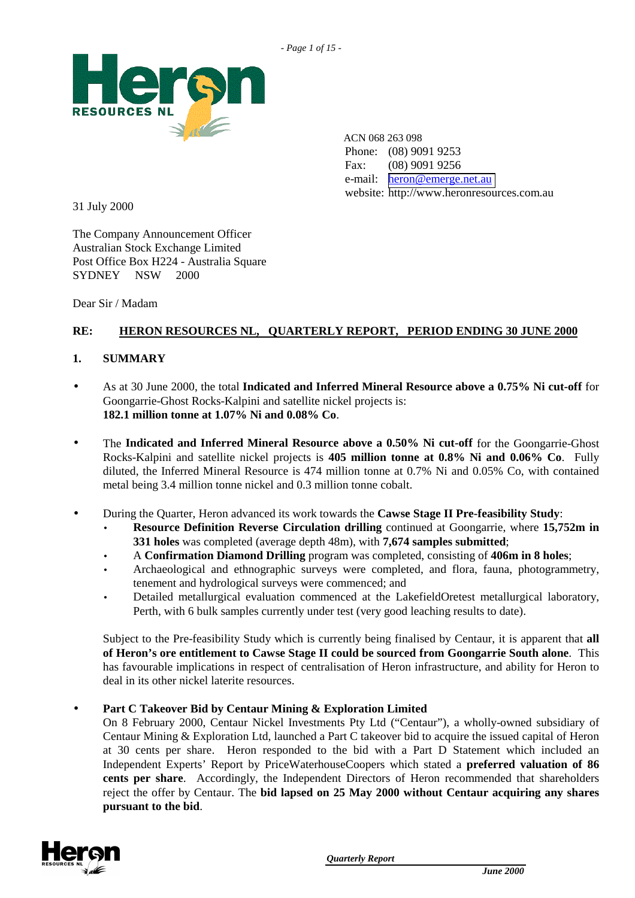ACN 068 263 098
Phone: (08) 9091 9253
Fax: (08) 9091 9256
e-mail: heron@emerge.net.au
website: http://www.heronresources.com.au

31 July 2000

The Company Announcement Officer
Australian Stock Exchange Limited
Post Office Box H224 - Australia Square
SYDNEY NSW 2000

Dear Sir / Madam

**RE: HERON RESOURCES NL, QUARTERLY REPORT, PERIOD ENDING 30 JUNE 2000**

## 1. SUMMARY

- As at 30 June 2000, the total **Indicated and Inferred Mineral Resource above a 0.75% Ni cut-off** for Goongarrie-Ghost Rocks-Kalpini and satellite nickel projects is:
  **182.1 million tonne at 1.07% Ni and 0.08% Co**.

- The **Indicated and Inferred Mineral Resource above a 0.50% Ni cut-off** for the Goongarrie-Ghost Rocks-Kalpini and satellite nickel projects is **405 million tonne at 0.8% Ni and 0.06% Co**. Fully diluted, the Inferred Mineral Resource is 474 million tonne at 0.7% Ni and 0.05% Co, with contained metal being 3.4 million tonne nickel and 0.3 million tonne cobalt.

- During the Quarter, Heron advanced its work towards the **Cawse Stage II Pre-feasibility Study**:
  - **Resource Definition Reverse Circulation drilling** continued at Goongarrie, where **15,752m in 331 holes** was completed (average depth 48m), with **7,674 samples submitted**;
  - A **Confirmation Diamond Drilling** program was completed, consisting of **406m in 8 holes**;
  - Archaeological and ethnographic surveys were completed, and flora, fauna, photogrammetry, tenement and hydrological surveys were commenced; and
  - Detailed metallurgical evaluation commenced at the LakefieldOretest metallurgical laboratory, Perth, with 6 bulk samples currently under test (very good leaching results to date).

  Subject to the Pre-feasibility Study which is currently being finalised by Centaur, it is apparent that **all of Heron's ore entitlement to Cawse Stage II could be sourced from Goongarrie South alone**. This has favourable implications in respect of centralisation of Heron infrastructure, and ability for Heron to deal in its other nickel laterite resources.

- **Part C Takeover Bid by Centaur Mining & Exploration Limited**
  On 8 February 2000, Centaur Nickel Investments Pty Ltd ("Centaur"), a wholly-owned subsidiary of Centaur Mining & Exploration Ltd, launched a Part C takeover bid to acquire the issued capital of Heron at 30 cents per share. Heron responded to the bid with a Part D Statement which included an Independent Experts' Report by PriceWaterhouseCoopers which stated a **preferred valuation of 86 cents per share**. Accordingly, the Independent Directors of Heron recommended that shareholders reject the offer by Centaur. The **bid lapsed on 25 May 2000 without Centaur acquiring any shares pursuant to the bid**.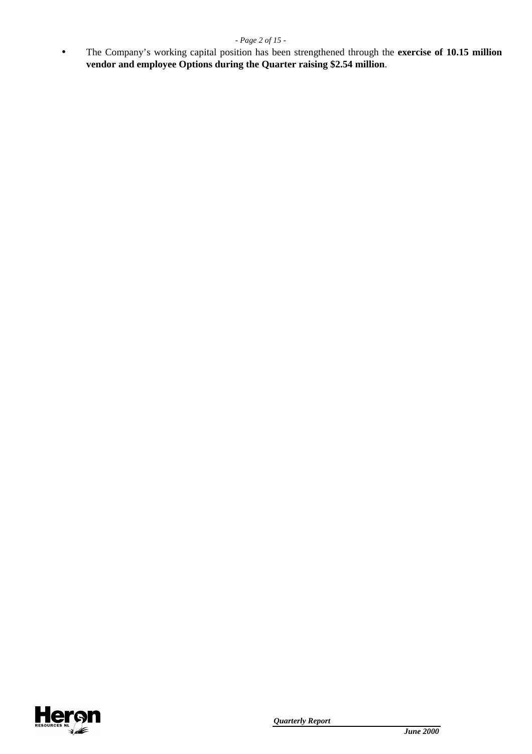- The Company's working capital position has been strengthened through the **exercise of 10.15 million vendor and employee Options during the Quarter raising $2.54 million**.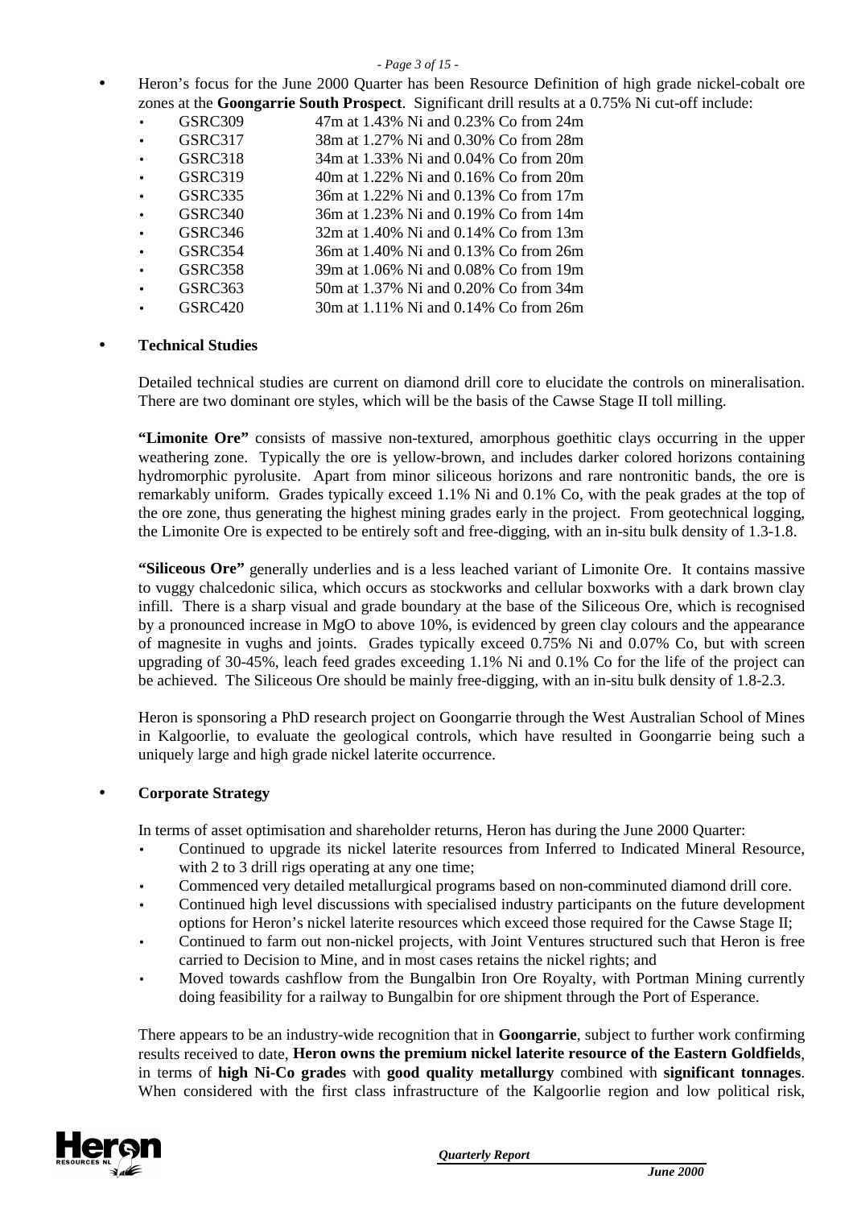- Heron's focus for the June 2000 Quarter has been Resource Definition of high grade nickel-cobalt ore zones at the **Goongarrie South Prospect**. Significant drill results at a 0.75% Ni cut-off include:
  - GSRC309 47m at 1.43% Ni and 0.23% Co from 24m
  - GSRC317 38m at 1.27% Ni and 0.30% Co from 28m
  - GSRC318 34m at 1.33% Ni and 0.04% Co from 20m
  - GSRC319 40m at 1.22% Ni and 0.16% Co from 20m
  - GSRC335 36m at 1.22% Ni and 0.13% Co from 17m
  - GSRC340 36m at 1.23% Ni and 0.19% Co from 14m
  - GSRC346 32m at 1.40% Ni and 0.14% Co from 13m
  - GSRC354 36m at 1.40% Ni and 0.13% Co from 26m
  - GSRC358 39m at 1.06% Ni and 0.08% Co from 19m
  - GSRC363 50m at 1.37% Ni and 0.20% Co from 34m
  - GSRC420 30m at 1.11% Ni and 0.14% Co from 26m

- **Technical Studies**

  Detailed technical studies are current on diamond drill core to elucidate the controls on mineralisation. There are two dominant ore styles, which will be the basis of the Cawse Stage II toll milling.

  **"Limonite Ore"** consists of massive non-textured, amorphous goethitic clays occurring in the upper weathering zone. Typically the ore is yellow-brown, and includes darker colored horizons containing hydromorphic pyrolusite. Apart from minor siliceous horizons and rare nontronitic bands, the ore is remarkably uniform. Grades typically exceed 1.1% Ni and 0.1% Co, with the peak grades at the top of the ore zone, thus generating the highest mining grades early in the project. From geotechnical logging, the Limonite Ore is expected to be entirely soft and free-digging, with an in-situ bulk density of 1.3-1.8.

  **"Siliceous Ore"** generally underlies and is a less leached variant of Limonite Ore. It contains massive to vuggy chalcedonic silica, which occurs as stockworks and cellular boxworks with a dark brown clay infill. There is a sharp visual and grade boundary at the base of the Siliceous Ore, which is recognised by a pronounced increase in MgO to above 10%, is evidenced by green clay colours and the appearance of magnesite in vughs and joints. Grades typically exceed 0.75% Ni and 0.07% Co, but with screen upgrading of 30-45%, leach feed grades exceeding 1.1% Ni and 0.1% Co for the life of the project can be achieved. The Siliceous Ore should be mainly free-digging, with an in-situ bulk density of 1.8-2.3.

  Heron is sponsoring a PhD research project on Goongarrie through the West Australian School of Mines in Kalgoorlie, to evaluate the geological controls, which have resulted in Goongarrie being such a uniquely large and high grade nickel laterite occurrence.

- **Corporate Strategy**

  In terms of asset optimisation and shareholder returns, Heron has during the June 2000 Quarter:
  - Continued to upgrade its nickel laterite resources from Inferred to Indicated Mineral Resource, with 2 to 3 drill rigs operating at any one time;
  - Commenced very detailed metallurgical programs based on non-comminuted diamond drill core.
  - Continued high level discussions with specialised industry participants on the future development options for Heron's nickel laterite resources which exceed those required for the Cawse Stage II;
  - Continued to farm out non-nickel projects, with Joint Ventures structured such that Heron is free carried to Decision to Mine, and in most cases retains the nickel rights; and
  - Moved towards cashflow from the Bungalbin Iron Ore Royalty, with Portman Mining currently doing feasibility for a railway to Bungalbin for ore shipment through the Port of Esperance.

  There appears to be an industry-wide recognition that in **Goongarrie**, subject to further work confirming results received to date, **Heron owns the premium nickel laterite resource of the Eastern Goldfields**, in terms of **high Ni-Co grades** with **good quality metallurgy** combined with **significant tonnages**. When considered with the first class infrastructure of the Kalgoorlie region and low political risk,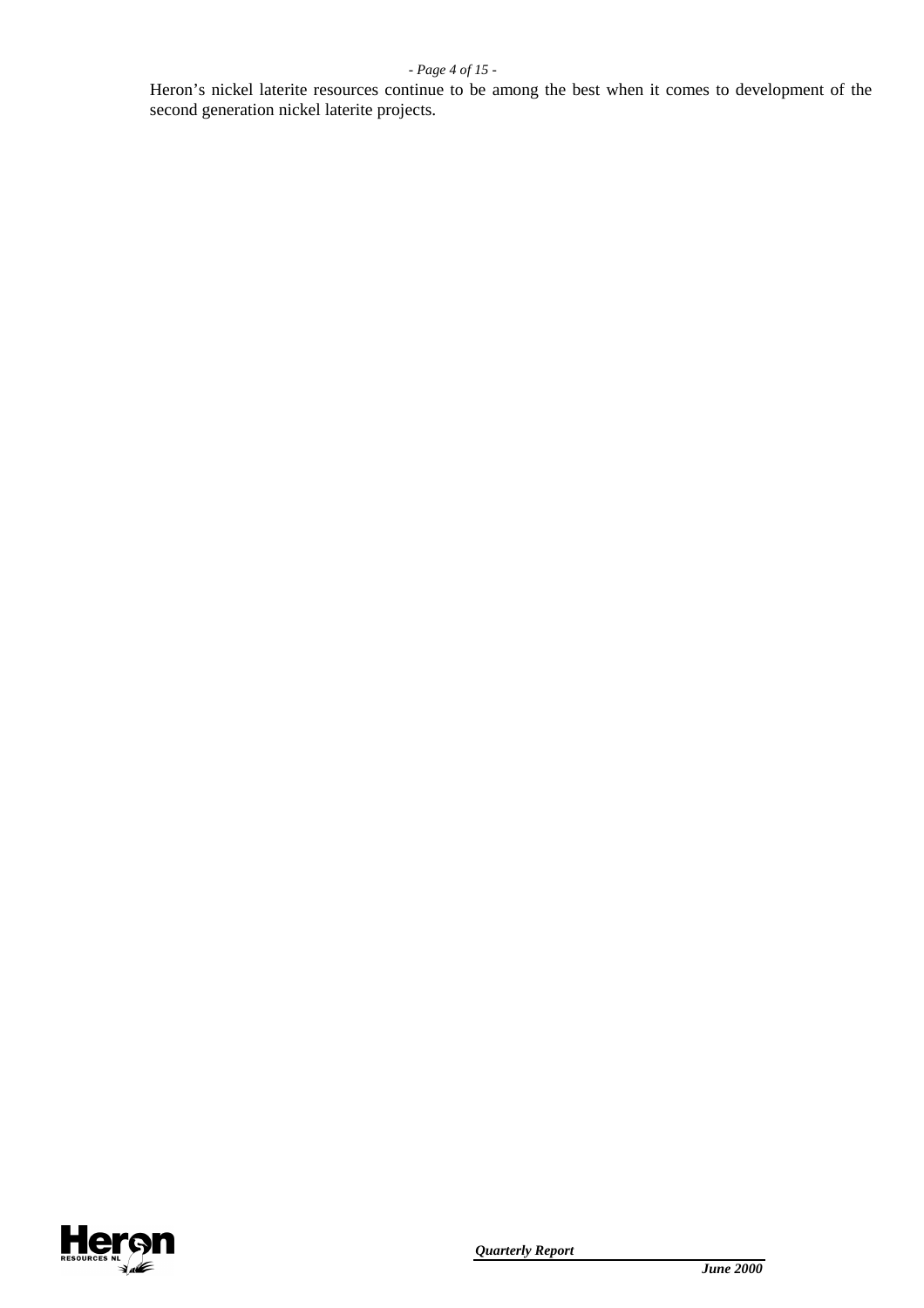Heron's nickel laterite resources continue to be among the best when it comes to development of the second generation nickel laterite projects.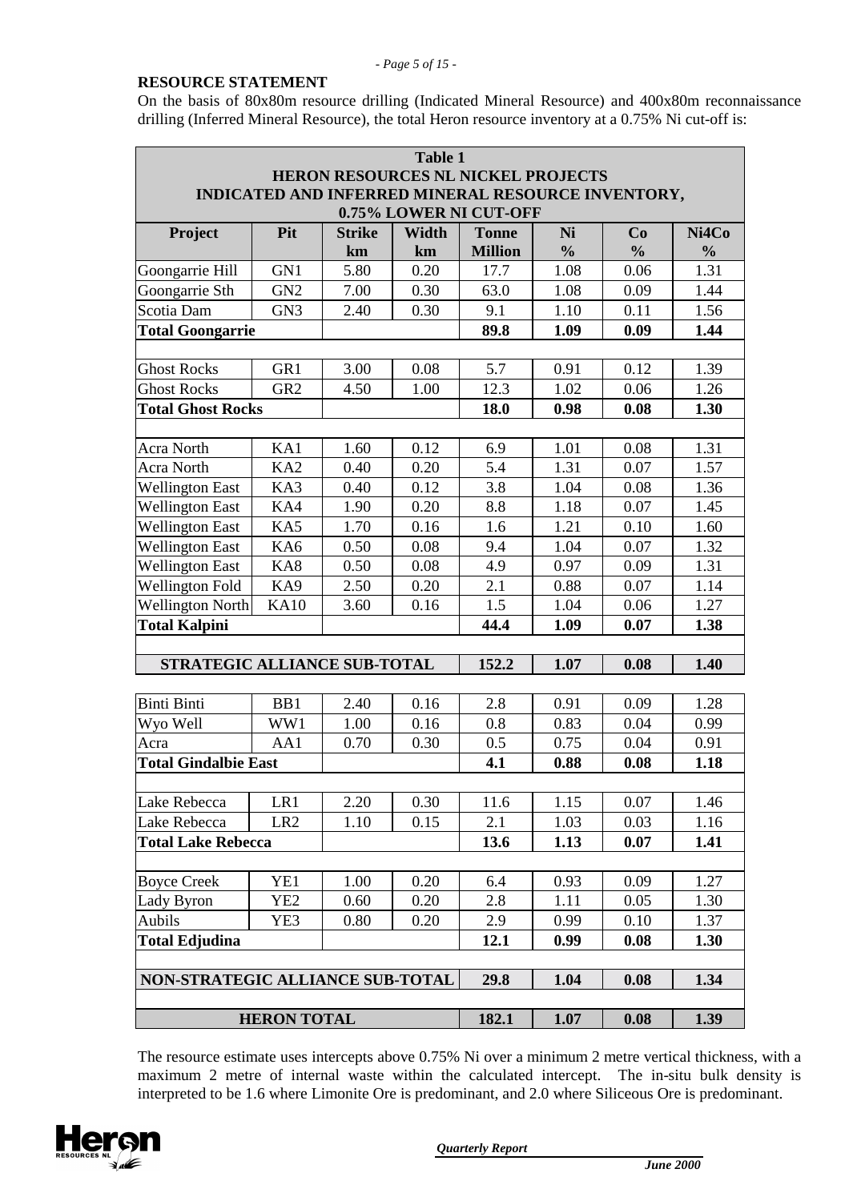## RESOURCE STATEMENT

On the basis of 80x80m resource drilling (Indicated Mineral Resource) and 400x80m reconnaissance drilling (Inferred Mineral Resource), the total Heron resource inventory at a 0.75% Ni cut-off is:

**Table 1**
**HERON RESOURCES NL NICKEL PROJECTS**
**INDICATED AND INFERRED MINERAL RESOURCE INVENTORY,**
**0.75% LOWER NI CUT-OFF**

| Project | Pit | Strike km | Width km | Tonne Million | Ni % | Co % | Ni4Co % |
|---|---|---|---|---|---|---|---|
| Goongarrie Hill | GN1 | 5.80 | 0.20 | 17.7 | 1.08 | 0.06 | 1.31 |
| Goongarrie Sth | GN2 | 7.00 | 0.30 | 63.0 | 1.08 | 0.09 | 1.44 |
| Scotia Dam | GN3 | 2.40 | 0.30 | 9.1 | 1.10 | 0.11 | 1.56 |
| **Total Goongarrie** | | | | **89.8** | **1.09** | **0.09** | **1.44** |
| | | | | | | | |
| Ghost Rocks | GR1 | 3.00 | 0.08 | 5.7 | 0.91 | 0.12 | 1.39 |
| Ghost Rocks | GR2 | 4.50 | 1.00 | 12.3 | 1.02 | 0.06 | 1.26 |
| **Total Ghost Rocks** | | | | **18.0** | **0.98** | **0.08** | **1.30** |
| | | | | | | | |
| Acra North | KA1 | 1.60 | 0.12 | 6.9 | 1.01 | 0.08 | 1.31 |
| Acra North | KA2 | 0.40 | 0.20 | 5.4 | 1.31 | 0.07 | 1.57 |
| Wellington East | KA3 | 0.40 | 0.12 | 3.8 | 1.04 | 0.08 | 1.36 |
| Wellington East | KA4 | 1.90 | 0.20 | 8.8 | 1.18 | 0.07 | 1.45 |
| Wellington East | KA5 | 1.70 | 0.16 | 1.6 | 1.21 | 0.10 | 1.60 |
| Wellington East | KA6 | 0.50 | 0.08 | 9.4 | 1.04 | 0.07 | 1.32 |
| Wellington East | KA8 | 0.50 | 0.08 | 4.9 | 0.97 | 0.09 | 1.31 |
| Wellington Fold | KA9 | 2.50 | 0.20 | 2.1 | 0.88 | 0.07 | 1.14 |
| Wellington North | KA10 | 3.60 | 0.16 | 1.5 | 1.04 | 0.06 | 1.27 |
| **Total Kalpini** | | | | **44.4** | **1.09** | **0.07** | **1.38** |
| | | | | | | | |
| **STRATEGIC ALLIANCE SUB-TOTAL** | | | | **152.2** | **1.07** | **0.08** | **1.40** |
| | | | | | | | |
| Binti Binti | BB1 | 2.40 | 0.16 | 2.8 | 0.91 | 0.09 | 1.28 |
| Wyo Well | WW1 | 1.00 | 0.16 | 0.8 | 0.83 | 0.04 | 0.99 |
| Acra | AA1 | 0.70 | 0.30 | 0.5 | 0.75 | 0.04 | 0.91 |
| **Total Gindalbie East** | | | | **4.1** | **0.88** | **0.08** | **1.18** |
| | | | | | | | |
| Lake Rebecca | LR1 | 2.20 | 0.30 | 11.6 | 1.15 | 0.07 | 1.46 |
| Lake Rebecca | LR2 | 1.10 | 0.15 | 2.1 | 1.03 | 0.03 | 1.16 |
| **Total Lake Rebecca** | | | | **13.6** | **1.13** | **0.07** | **1.41** |
| | | | | | | | |
| Boyce Creek | YE1 | 1.00 | 0.20 | 6.4 | 0.93 | 0.09 | 1.27 |
| Lady Byron | YE2 | 0.60 | 0.20 | 2.8 | 1.11 | 0.05 | 1.30 |
| Aubils | YE3 | 0.80 | 0.20 | 2.9 | 0.99 | 0.10 | 1.37 |
| **Total Edjudina** | | | | **12.1** | **0.99** | **0.08** | **1.30** |
| | | | | | | | |
| **NON-STRATEGIC ALLIANCE SUB-TOTAL** | | | | **29.8** | **1.04** | **0.08** | **1.34** |
| | | | | | | | |
| **HERON TOTAL** | | | | **182.1** | **1.07** | **0.08** | **1.39** |

The resource estimate uses intercepts above 0.75% Ni over a minimum 2 metre vertical thickness, with a maximum 2 metre of internal waste within the calculated intercept. The in-situ bulk density is interpreted to be 1.6 where Limonite Ore is predominant, and 2.0 where Siliceous Ore is predominant.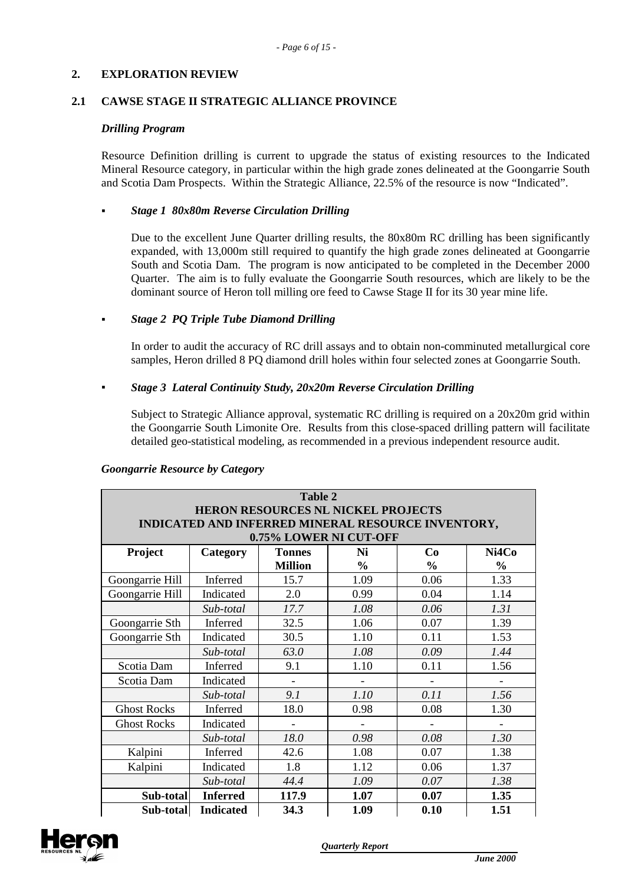## 2. EXPLORATION REVIEW

### 2.1 CAWSE STAGE II STRATEGIC ALLIANCE PROVINCE

***Drilling Program***

Resource Definition drilling is current to upgrade the status of existing resources to the Indicated Mineral Resource category, in particular within the high grade zones delineated at the Goongarrie South and Scotia Dam Prospects. Within the Strategic Alliance, 22.5% of the resource is now "Indicated".

- ***Stage 1 80x80m Reverse Circulation Drilling***

  Due to the excellent June Quarter drilling results, the 80x80m RC drilling has been significantly expanded, with 13,000m still required to quantify the high grade zones delineated at Goongarrie South and Scotia Dam. The program is now anticipated to be completed in the December 2000 Quarter. The aim is to fully evaluate the Goongarrie South resources, which are likely to be the dominant source of Heron toll milling ore feed to Cawse Stage II for its 30 year mine life.

- ***Stage 2 PQ Triple Tube Diamond Drilling***

  In order to audit the accuracy of RC drill assays and to obtain non-comminuted metallurgical core samples, Heron drilled 8 PQ diamond drill holes within four selected zones at Goongarrie South.

- ***Stage 3 Lateral Continuity Study, 20x20m Reverse Circulation Drilling***

  Subject to Strategic Alliance approval, systematic RC drilling is required on a 20x20m grid within the Goongarrie South Limonite Ore. Results from this close-spaced drilling pattern will facilitate detailed geo-statistical modeling, as recommended in a previous independent resource audit.

***Goongarrie Resource by Category***

**Table 2**
**HERON RESOURCES NL NICKEL PROJECTS**
**INDICATED AND INFERRED MINERAL RESOURCE INVENTORY,**
**0.75% LOWER NI CUT-OFF**

| Project | Category | Tonnes Million | Ni % | Co % | Ni4Co % |
|---|---|---|---|---|---|
| Goongarrie Hill | Inferred | 15.7 | 1.09 | 0.06 | 1.33 |
| Goongarrie Hill | Indicated | 2.0 | 0.99 | 0.04 | 1.14 |
| | *Sub-total* | *17.7* | *1.08* | *0.06* | *1.31* |
| Goongarrie Sth | Inferred | 32.5 | 1.06 | 0.07 | 1.39 |
| Goongarrie Sth | Indicated | 30.5 | 1.10 | 0.11 | 1.53 |
| | *Sub-total* | *63.0* | *1.08* | *0.09* | *1.44* |
| Scotia Dam | Inferred | 9.1 | 1.10 | 0.11 | 1.56 |
| Scotia Dam | Indicated | - | - | - | - |
| | *Sub-total* | *9.1* | *1.10* | *0.11* | *1.56* |
| Ghost Rocks | Inferred | 18.0 | 0.98 | 0.08 | 1.30 |
| Ghost Rocks | Indicated | - | - | - | - |
| | *Sub-total* | *18.0* | *0.98* | *0.08* | *1.30* |
| Kalpini | Inferred | 42.6 | 1.08 | 0.07 | 1.38 |
| Kalpini | Indicated | 1.8 | 1.12 | 0.06 | 1.37 |
| | *Sub-total* | *44.4* | *1.09* | *0.07* | *1.38* |
| **Sub-total** | **Inferred** | **117.9** | **1.07** | **0.07** | **1.35** |
| **Sub-total** | **Indicated** | **34.3** | **1.09** | **0.10** | **1.51** |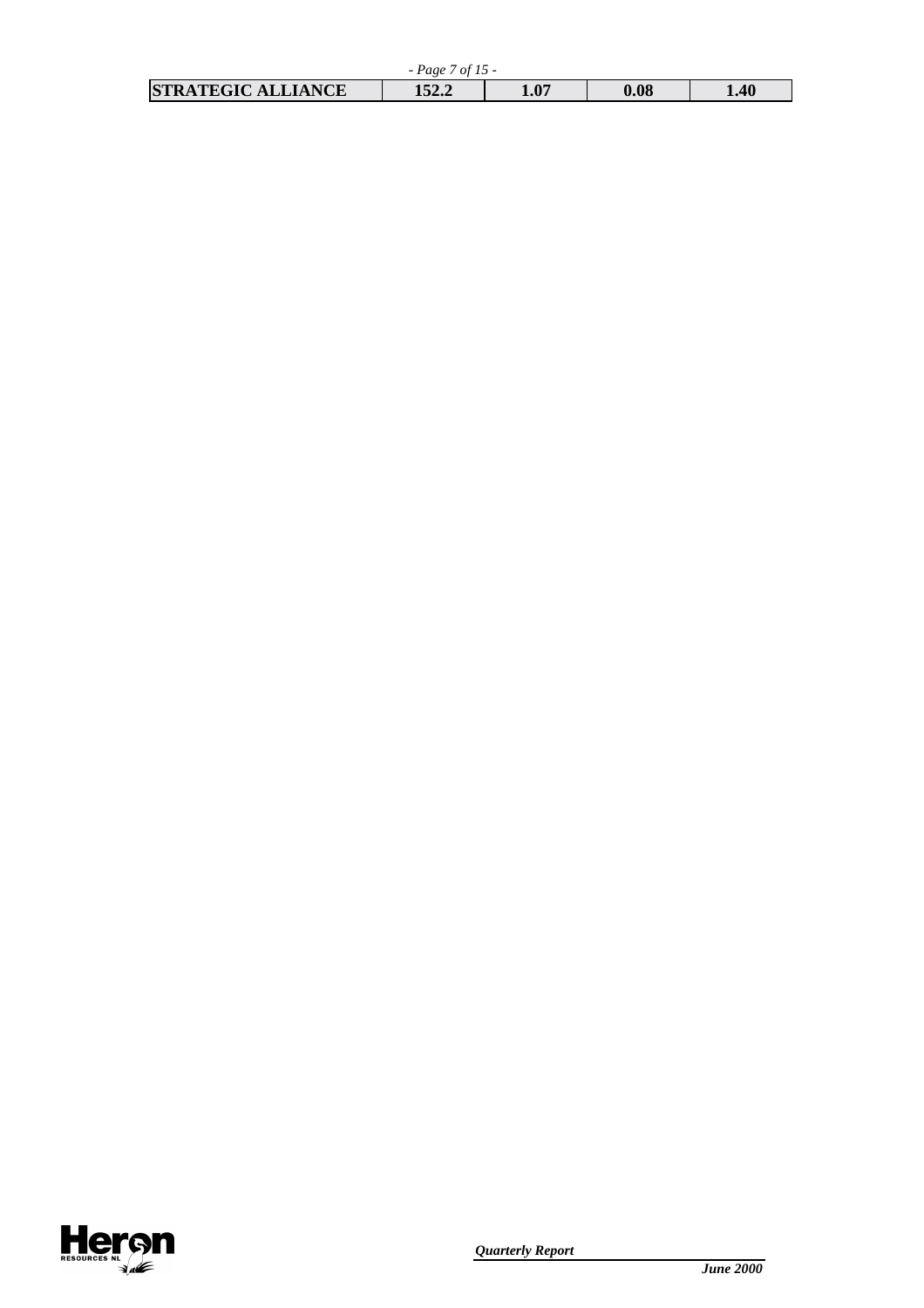| | | | | |
|---|---|---|---|---|
| **STRATEGIC ALLIANCE** | **152.2** | **1.07** | **0.08** | **1.40** |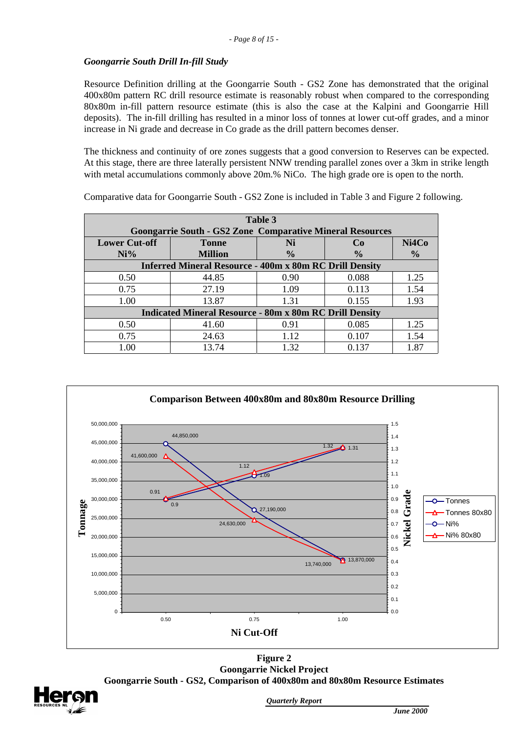### *Goongarrie South Drill In-fill Study*

Resource Definition drilling at the Goongarrie South - GS2 Zone has demonstrated that the original 400x80m pattern RC drill resource estimate is reasonably robust when compared to the corresponding 80x80m in-fill pattern resource estimate (this is also the case at the Kalpini and Goongarrie Hill deposits). The in-fill drilling has resulted in a minor loss of tonnes at lower cut-off grades, and a minor increase in Ni grade and decrease in Co grade as the drill pattern becomes denser.

The thickness and continuity of ore zones suggests that a good conversion to Reserves can be expected. At this stage, there are three laterally persistent NNW trending parallel zones over a 3km in strike length with metal accumulations commonly above 20m.% NiCo. The high grade ore is open to the north.

Comparative data for Goongarrie South - GS2 Zone is included in Table 3 and Figure 2 following.

**Table 3**
**Goongarrie South - GS2 Zone Comparative Mineral Resources**

| Lower Cut-off Ni% | Tonne Million | Ni % | Co % | Ni4Co % |
|---|---|---|---|---|
| **Inferred Mineral Resource - 400m x 80m RC Drill Density** | | | | |
| 0.50 | 44.85 | 0.90 | 0.088 | 1.25 |
| 0.75 | 27.19 | 1.09 | 0.113 | 1.54 |
| 1.00 | 13.87 | 1.31 | 0.155 | 1.93 |
| **Indicated Mineral Resource - 80m x 80m RC Drill Density** | | | | |
| 0.50 | 41.60 | 0.91 | 0.085 | 1.25 |
| 0.75 | 24.63 | 1.12 | 0.107 | 1.54 |
| 1.00 | 13.74 | 1.32 | 0.137 | 1.87 |

**Comparison Between 400x80m and 80x80m Resource Drilling**

**Figure 2**
**Goongarrie Nickel Project**
**Goongarrie South - GS2, Comparison of 400x80m and 80x80m Resource Estimates**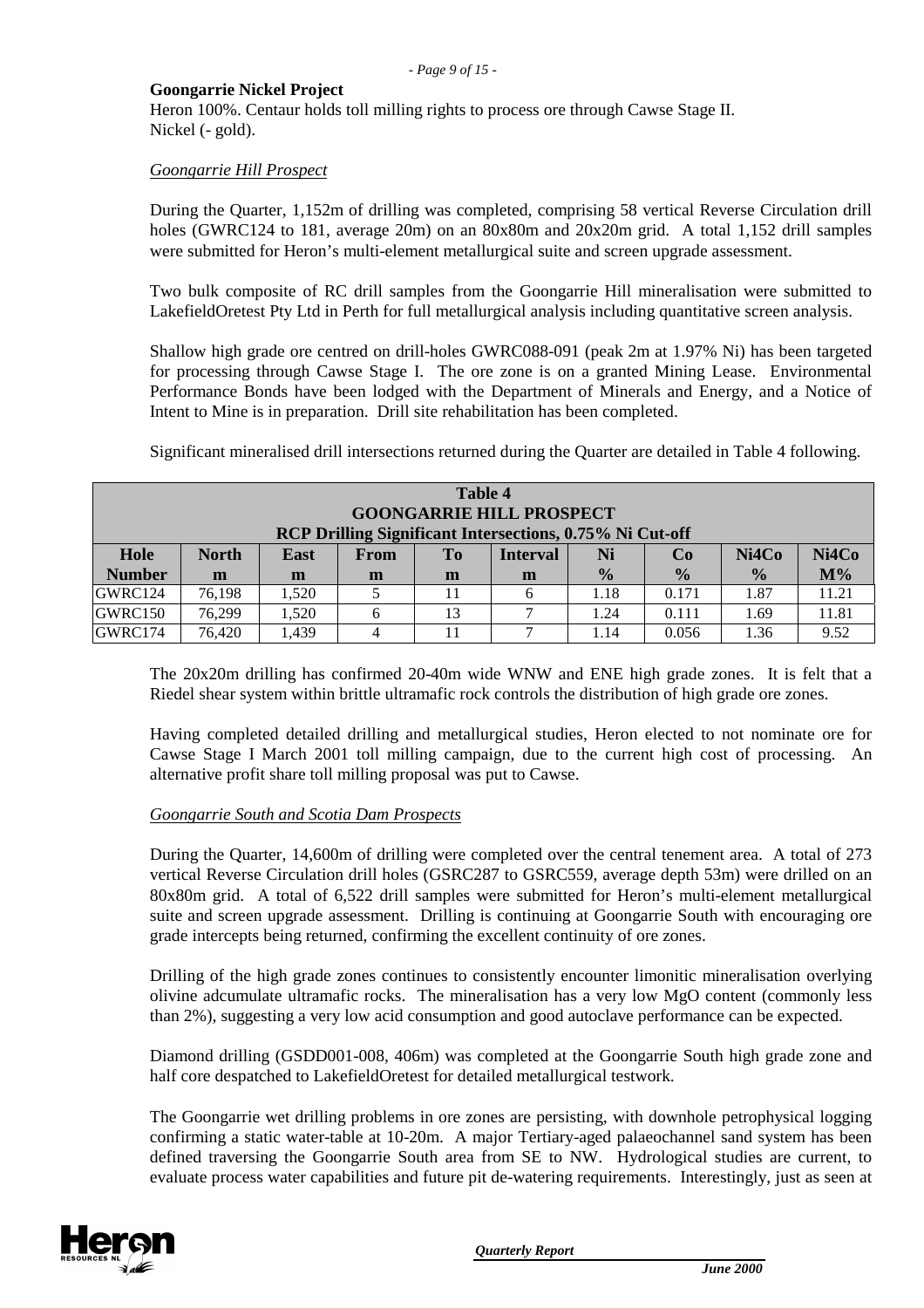**Goongarrie Nickel Project**

Heron 100%. Centaur holds toll milling rights to process ore through Cawse Stage II.
Nickel (- gold).

*Goongarrie Hill Prospect*

During the Quarter, 1,152m of drilling was completed, comprising 58 vertical Reverse Circulation drill holes (GWRC124 to 181, average 20m) on an 80x80m and 20x20m grid. A total 1,152 drill samples were submitted for Heron's multi-element metallurgical suite and screen upgrade assessment.

Two bulk composite of RC drill samples from the Goongarrie Hill mineralisation were submitted to LakefieldOretest Pty Ltd in Perth for full metallurgical analysis including quantitative screen analysis.

Shallow high grade ore centred on drill-holes GWRC088-091 (peak 2m at 1.97% Ni) has been targeted for processing through Cawse Stage I. The ore zone is on a granted Mining Lease. Environmental Performance Bonds have been lodged with the Department of Minerals and Energy, and a Notice of Intent to Mine is in preparation. Drill site rehabilitation has been completed.

Significant mineralised drill intersections returned during the Quarter are detailed in Table 4 following.

**Table 4**
**GOONGARRIE HILL PROSPECT**
**RCP Drilling Significant Intersections, 0.75% Ni Cut-off**

| Hole Number | North m | East m | From m | To m | Interval m | Ni % | Co % | Ni4Co % | Ni4Co M% |
|---|---|---|---|---|---|---|---|---|---|
| GWRC124 | 76,198 | 1,520 | 5 | 11 | 6 | 1.18 | 0.171 | 1.87 | 11.21 |
| GWRC150 | 76,299 | 1,520 | 6 | 13 | 7 | 1.24 | 0.111 | 1.69 | 11.81 |
| GWRC174 | 76,420 | 1,439 | 4 | 11 | 7 | 1.14 | 0.056 | 1.36 | 9.52 |

The 20x20m drilling has confirmed 20-40m wide WNW and ENE high grade zones. It is felt that a Riedel shear system within brittle ultramafic rock controls the distribution of high grade ore zones.

Having completed detailed drilling and metallurgical studies, Heron elected to not nominate ore for Cawse Stage I March 2001 toll milling campaign, due to the current high cost of processing. An alternative profit share toll milling proposal was put to Cawse.

*Goongarrie South and Scotia Dam Prospects*

During the Quarter, 14,600m of drilling were completed over the central tenement area. A total of 273 vertical Reverse Circulation drill holes (GSRC287 to GSRC559, average depth 53m) were drilled on an 80x80m grid. A total of 6,522 drill samples were submitted for Heron's multi-element metallurgical suite and screen upgrade assessment. Drilling is continuing at Goongarrie South with encouraging ore grade intercepts being returned, confirming the excellent continuity of ore zones.

Drilling of the high grade zones continues to consistently encounter limonitic mineralisation overlying olivine adcumulate ultramafic rocks. The mineralisation has a very low MgO content (commonly less than 2%), suggesting a very low acid consumption and good autoclave performance can be expected.

Diamond drilling (GSDD001-008, 406m) was completed at the Goongarrie South high grade zone and half core despatched to LakefieldOretest for detailed metallurgical testwork.

The Goongarrie wet drilling problems in ore zones are persisting, with downhole petrophysical logging confirming a static water-table at 10-20m. A major Tertiary-aged palaeochannel sand system has been defined traversing the Goongarrie South area from SE to NW. Hydrological studies are current, to evaluate process water capabilities and future pit de-watering requirements. Interestingly, just as seen at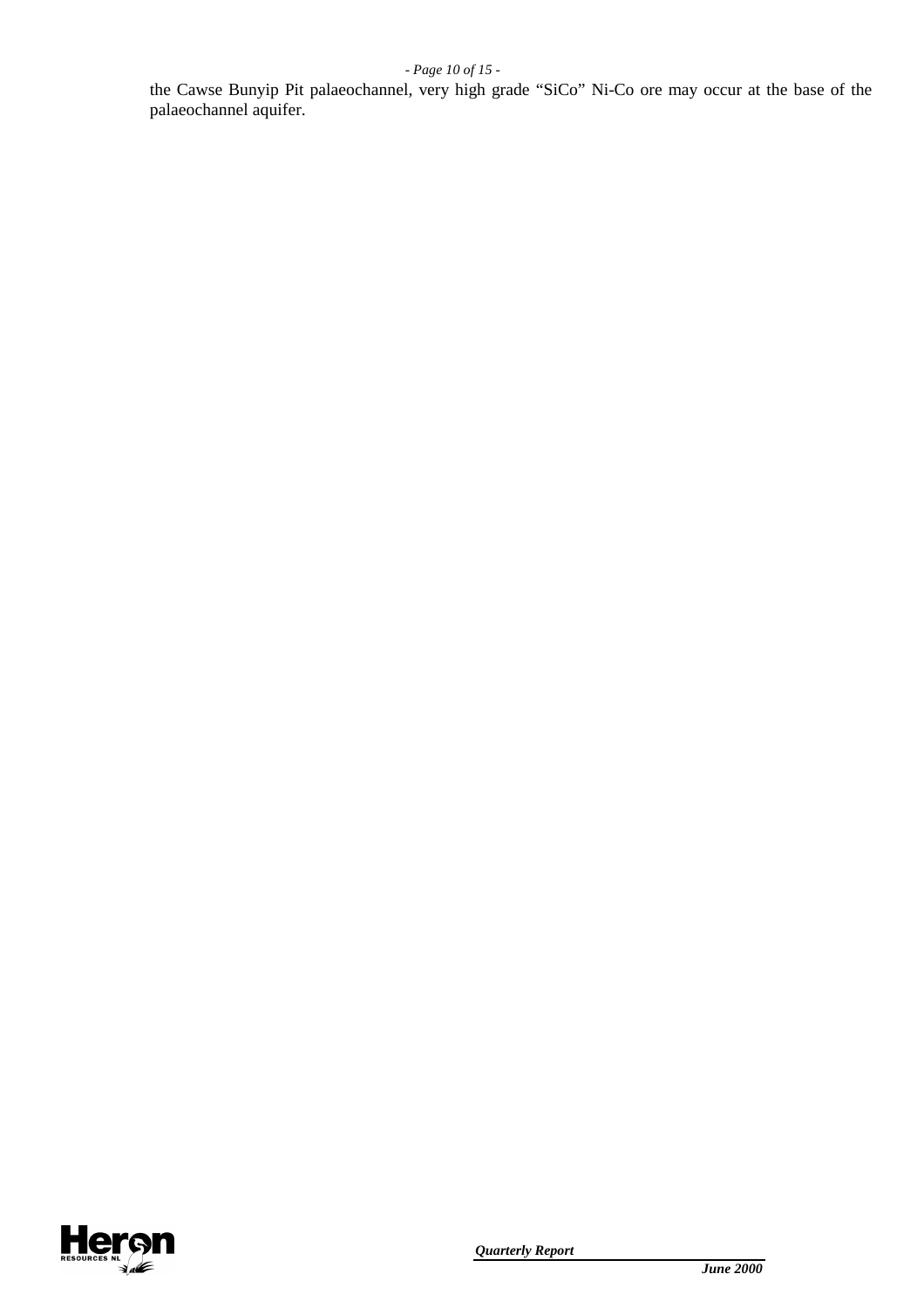the Cawse Bunyip Pit palaeochannel, very high grade “SiCo” Ni-Co ore may occur at the base of the palaeochannel aquifer.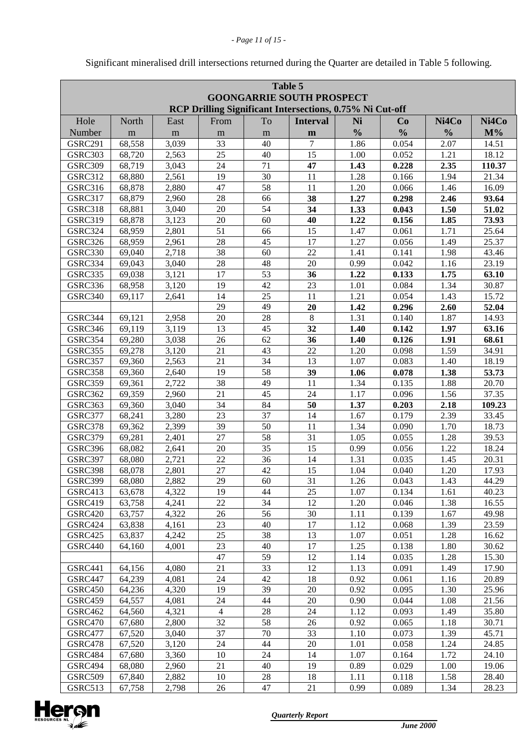Significant mineralised drill intersections returned during the Quarter are detailed in Table 5 following.

**Table 5**
**GOONGARRIE SOUTH PROSPECT**
**RCP Drilling Significant Intersections, 0.75% Ni Cut-off**

| Hole Number | North m | East m | From m | To m | Interval m | Ni % | Co % | Ni4Co % | Ni4Co M% |
|---|---|---|---|---|---|---|---|---|---|
| GSRC291 | 68,558 | 3,039 | 33 | 40 | 7 | 1.86 | 0.054 | 2.07 | 14.51 |
| GSRC303 | 68,720 | 2,563 | 25 | 40 | 15 | 1.00 | 0.052 | 1.21 | 18.12 |
| GSRC309 | 68,719 | 3,043 | 24 | 71 | **47** | **1.43** | **0.228** | **2.35** | **110.37** |
| GSRC312 | 68,880 | 2,561 | 19 | 30 | 11 | 1.28 | 0.166 | 1.94 | 21.34 |
| GSRC316 | 68,878 | 2,880 | 47 | 58 | 11 | 1.20 | 0.066 | 1.46 | 16.09 |
| GSRC317 | 68,879 | 2,960 | 28 | 66 | **38** | **1.27** | **0.298** | **2.46** | **93.64** |
| GSRC318 | 68,881 | 3,040 | 20 | 54 | **34** | **1.33** | **0.043** | **1.50** | **51.02** |
| GSRC319 | 68,878 | 3,123 | 20 | 60 | **40** | **1.22** | **0.156** | **1.85** | **73.93** |
| GSRC324 | 68,959 | 2,801 | 51 | 66 | 15 | 1.47 | 0.061 | 1.71 | 25.64 |
| GSRC326 | 68,959 | 2,961 | 28 | 45 | 17 | 1.27 | 0.056 | 1.49 | 25.37 |
| GSRC330 | 69,040 | 2,718 | 38 | 60 | 22 | 1.41 | 0.141 | 1.98 | 43.46 |
| GSRC334 | 69,043 | 3,040 | 28 | 48 | 20 | 0.99 | 0.042 | 1.16 | 23.19 |
| GSRC335 | 69,038 | 3,121 | 17 | 53 | **36** | **1.22** | **0.133** | **1.75** | **63.10** |
| GSRC336 | 68,958 | 3,120 | 19 | 42 | 23 | 1.01 | 0.084 | 1.34 | 30.87 |
| GSRC340 | 69,117 | 2,641 | 14 | 25 | 11 | 1.21 | 0.054 | 1.43 | 15.72 |
| | | | 29 | 49 | **20** | **1.42** | **0.296** | **2.60** | **52.04** |
| GSRC344 | 69,121 | 2,958 | 20 | 28 | 8 | 1.31 | 0.140 | 1.87 | 14.93 |
| GSRC346 | 69,119 | 3,119 | 13 | 45 | **32** | **1.40** | **0.142** | **1.97** | **63.16** |
| GSRC354 | 69,280 | 3,038 | 26 | 62 | **36** | **1.40** | **0.126** | **1.91** | **68.61** |
| GSRC355 | 69,278 | 3,120 | 21 | 43 | 22 | 1.20 | 0.098 | 1.59 | 34.91 |
| GSRC357 | 69,360 | 2,563 | 21 | 34 | 13 | 1.07 | 0.083 | 1.40 | 18.19 |
| GSRC358 | 69,360 | 2,640 | 19 | 58 | **39** | **1.06** | **0.078** | **1.38** | **53.73** |
| GSRC359 | 69,361 | 2,722 | 38 | 49 | 11 | 1.34 | 0.135 | 1.88 | 20.70 |
| GSRC362 | 69,359 | 2,960 | 21 | 45 | 24 | 1.17 | 0.096 | 1.56 | 37.35 |
| GSRC363 | 69,360 | 3,040 | 34 | 84 | **50** | **1.37** | **0.203** | **2.18** | **109.23** |
| GSRC377 | 68,241 | 3,280 | 23 | 37 | 14 | 1.67 | 0.179 | 2.39 | 33.45 |
| GSRC378 | 69,362 | 2,399 | 39 | 50 | 11 | 1.34 | 0.090 | 1.70 | 18.73 |
| GSRC379 | 69,281 | 2,401 | 27 | 58 | 31 | 1.05 | 0.055 | 1.28 | 39.53 |
| GSRC396 | 68,082 | 2,641 | 20 | 35 | 15 | 0.99 | 0.056 | 1.22 | 18.24 |
| GSRC397 | 68,080 | 2,721 | 22 | 36 | 14 | 1.31 | 0.035 | 1.45 | 20.31 |
| GSRC398 | 68,078 | 2,801 | 27 | 42 | 15 | 1.04 | 0.040 | 1.20 | 17.93 |
| GSRC399 | 68,080 | 2,882 | 29 | 60 | 31 | 1.26 | 0.043 | 1.43 | 44.29 |
| GSRC413 | 63,678 | 4,322 | 19 | 44 | 25 | 1.07 | 0.134 | 1.61 | 40.23 |
| GSRC419 | 63,758 | 4,241 | 22 | 34 | 12 | 1.20 | 0.046 | 1.38 | 16.55 |
| GSRC420 | 63,757 | 4,322 | 26 | 56 | 30 | 1.11 | 0.139 | 1.67 | 49.98 |
| GSRC424 | 63,838 | 4,161 | 23 | 40 | 17 | 1.12 | 0.068 | 1.39 | 23.59 |
| GSRC425 | 63,837 | 4,242 | 25 | 38 | 13 | 1.07 | 0.051 | 1.28 | 16.62 |
| GSRC440 | 64,160 | 4,001 | 23 | 40 | 17 | 1.25 | 0.138 | 1.80 | 30.62 |
| | | | 47 | 59 | 12 | 1.14 | 0.035 | 1.28 | 15.30 |
| GSRC441 | 64,156 | 4,080 | 21 | 33 | 12 | 1.13 | 0.091 | 1.49 | 17.90 |
| GSRC447 | 64,239 | 4,081 | 24 | 42 | 18 | 0.92 | 0.061 | 1.16 | 20.89 |
| GSRC450 | 64,236 | 4,320 | 19 | 39 | 20 | 0.92 | 0.095 | 1.30 | 25.96 |
| GSRC459 | 64,557 | 4,081 | 24 | 44 | 20 | 0.90 | 0.044 | 1.08 | 21.56 |
| GSRC462 | 64,560 | 4,321 | 4 | 28 | 24 | 1.12 | 0.093 | 1.49 | 35.80 |
| GSRC470 | 67,680 | 2,800 | 32 | 58 | 26 | 0.92 | 0.065 | 1.18 | 30.71 |
| GSRC477 | 67,520 | 3,040 | 37 | 70 | 33 | 1.10 | 0.073 | 1.39 | 45.71 |
| GSRC478 | 67,520 | 3,120 | 24 | 44 | 20 | 1.01 | 0.058 | 1.24 | 24.85 |
| GSRC484 | 67,680 | 3,360 | 10 | 24 | 14 | 1.07 | 0.164 | 1.72 | 24.10 |
| GSRC494 | 68,080 | 2,960 | 21 | 40 | 19 | 0.89 | 0.029 | 1.00 | 19.06 |
| GSRC509 | 67,840 | 2,882 | 10 | 28 | 18 | 1.11 | 0.118 | 1.58 | 28.40 |
| GSRC513 | 67,758 | 2,798 | 26 | 47 | 21 | 0.99 | 0.089 | 1.34 | 28.23 |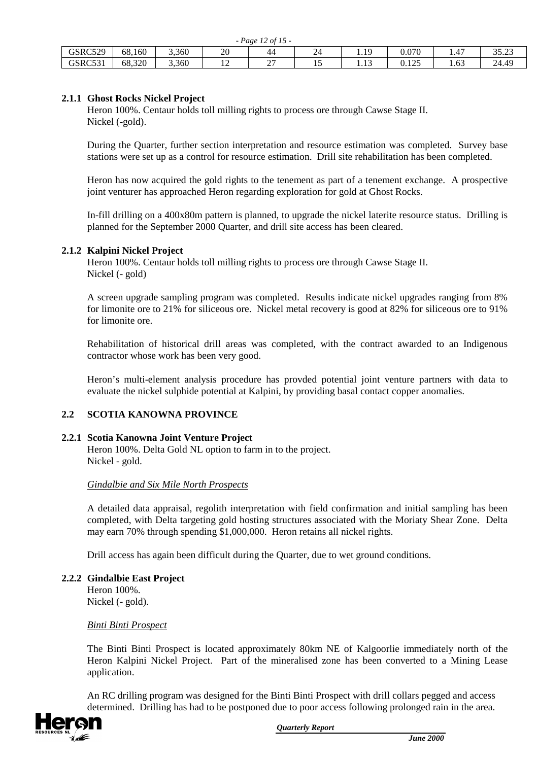| | | | | | | | | | |
|---|---|---|---|---|---|---|---|---|---|
| GSRC529 | 68,160 | 3,360 | 20 | 44 | 24 | 1.19 | 0.070 | 1.47 | 35.23 |
| GSRC531 | 68,320 | 3,360 | 12 | 27 | 15 | 1.13 | 0.125 | 1.63 | 24.49 |

### 2.1.1 Ghost Rocks Nickel Project

Heron 100%. Centaur holds toll milling rights to process ore through Cawse Stage II.
Nickel (-gold).

During the Quarter, further section interpretation and resource estimation was completed. Survey base stations were set up as a control for resource estimation. Drill site rehabilitation has been completed.

Heron has now acquired the gold rights to the tenement as part of a tenement exchange. A prospective joint venturer has approached Heron regarding exploration for gold at Ghost Rocks.

In-fill drilling on a 400x80m pattern is planned, to upgrade the nickel laterite resource status. Drilling is planned for the September 2000 Quarter, and drill site access has been cleared.

### 2.1.2 Kalpini Nickel Project

Heron 100%. Centaur holds toll milling rights to process ore through Cawse Stage II.
Nickel (- gold)

A screen upgrade sampling program was completed. Results indicate nickel upgrades ranging from 8% for limonite ore to 21% for siliceous ore. Nickel metal recovery is good at 82% for siliceous ore to 91% for limonite ore.

Rehabilitation of historical drill areas was completed, with the contract awarded to an Indigenous contractor whose work has been very good.

Heron's multi-element analysis procedure has provded potential joint venture partners with data to evaluate the nickel sulphide potential at Kalpini, by providing basal contact copper anomalies.

## 2.2 SCOTIA KANOWNA PROVINCE

### 2.2.1 Scotia Kanowna Joint Venture Project

Heron 100%. Delta Gold NL option to farm in to the project.
Nickel - gold.

*Gindalbie and Six Mile North Prospects*

A detailed data appraisal, regolith interpretation with field confirmation and initial sampling has been completed, with Delta targeting gold hosting structures associated with the Moriaty Shear Zone. Delta may earn 70% through spending $1,000,000. Heron retains all nickel rights.

Drill access has again been difficult during the Quarter, due to wet ground conditions.

### 2.2.2 Gindalbie East Project

Heron 100%.
Nickel (- gold).

*Binti Binti Prospect*

The Binti Binti Prospect is located approximately 80km NE of Kalgoorlie immediately north of the Heron Kalpini Nickel Project. Part of the mineralised zone has been converted to a Mining Lease application.

An RC drilling program was designed for the Binti Binti Prospect with drill collars pegged and access determined. Drilling has had to be postponed due to poor access following prolonged rain in the area.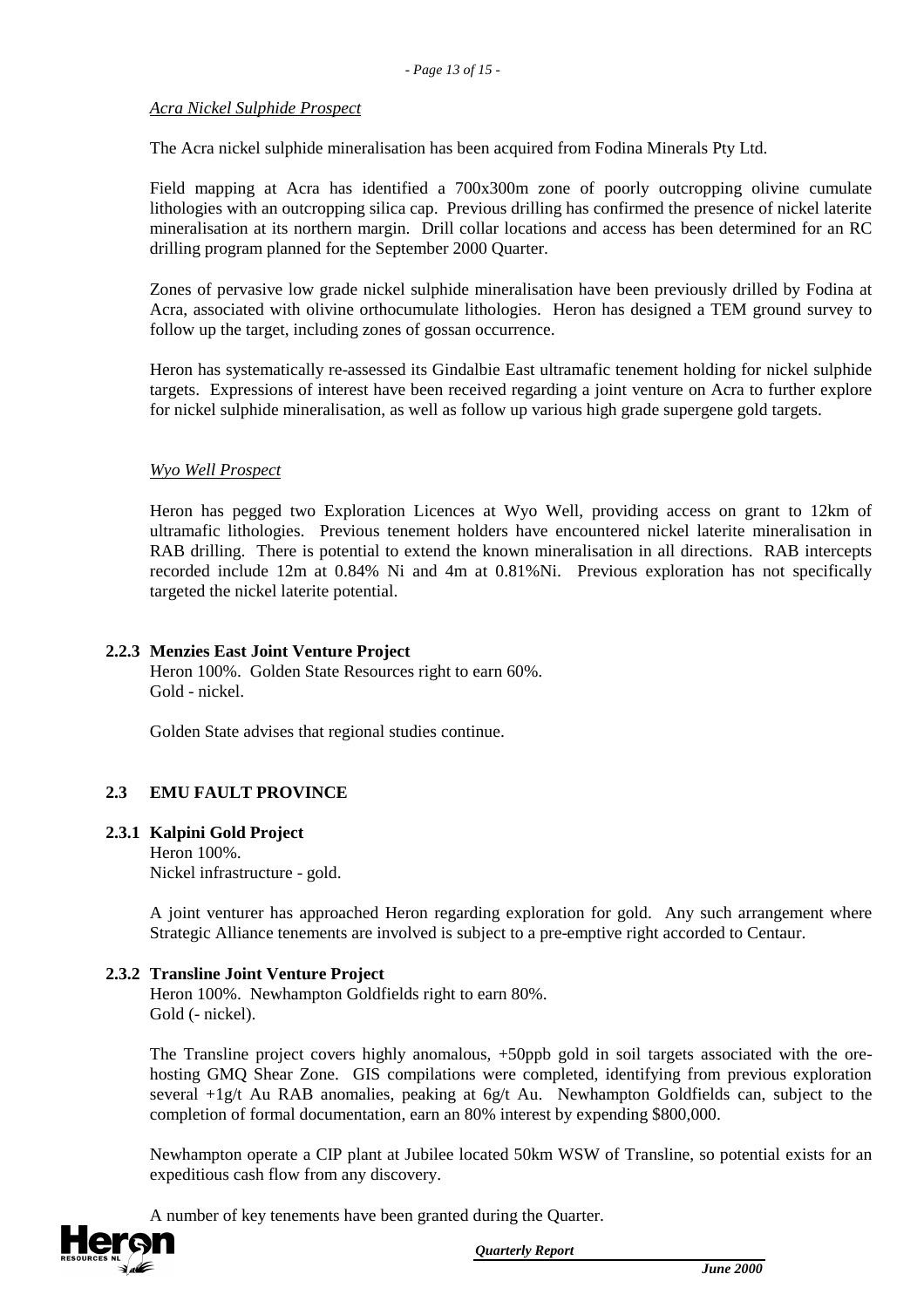*Acra Nickel Sulphide Prospect*

The Acra nickel sulphide mineralisation has been acquired from Fodina Minerals Pty Ltd.

Field mapping at Acra has identified a 700x300m zone of poorly outcropping olivine cumulate lithologies with an outcropping silica cap. Previous drilling has confirmed the presence of nickel laterite mineralisation at its northern margin. Drill collar locations and access has been determined for an RC drilling program planned for the September 2000 Quarter.

Zones of pervasive low grade nickel sulphide mineralisation have been previously drilled by Fodina at Acra, associated with olivine orthocumulate lithologies. Heron has designed a TEM ground survey to follow up the target, including zones of gossan occurrence.

Heron has systematically re-assessed its Gindalbie East ultramafic tenement holding for nickel sulphide targets. Expressions of interest have been received regarding a joint venture on Acra to further explore for nickel sulphide mineralisation, as well as follow up various high grade supergene gold targets.

*Wyo Well Prospect*

Heron has pegged two Exploration Licences at Wyo Well, providing access on grant to 12km of ultramafic lithologies. Previous tenement holders have encountered nickel laterite mineralisation in RAB drilling. There is potential to extend the known mineralisation in all directions. RAB intercepts recorded include 12m at 0.84% Ni and 4m at 0.81%Ni. Previous exploration has not specifically targeted the nickel laterite potential.

### 2.2.3 Menzies East Joint Venture Project

Heron 100%. Golden State Resources right to earn 60%.
Gold - nickel.

Golden State advises that regional studies continue.

## 2.3 EMU FAULT PROVINCE

### 2.3.1 Kalpini Gold Project

Heron 100%.
Nickel infrastructure - gold.

A joint venturer has approached Heron regarding exploration for gold. Any such arrangement where Strategic Alliance tenements are involved is subject to a pre-emptive right accorded to Centaur.

### 2.3.2 Transline Joint Venture Project

Heron 100%. Newhampton Goldfields right to earn 80%.
Gold (- nickel).

The Transline project covers highly anomalous, +50ppb gold in soil targets associated with the ore-hosting GMQ Shear Zone. GIS compilations were completed, identifying from previous exploration several +1g/t Au RAB anomalies, peaking at 6g/t Au. Newhampton Goldfields can, subject to the completion of formal documentation, earn an 80% interest by expending $800,000.

Newhampton operate a CIP plant at Jubilee located 50km WSW of Transline, so potential exists for an expeditious cash flow from any discovery.

A number of key tenements have been granted during the Quarter.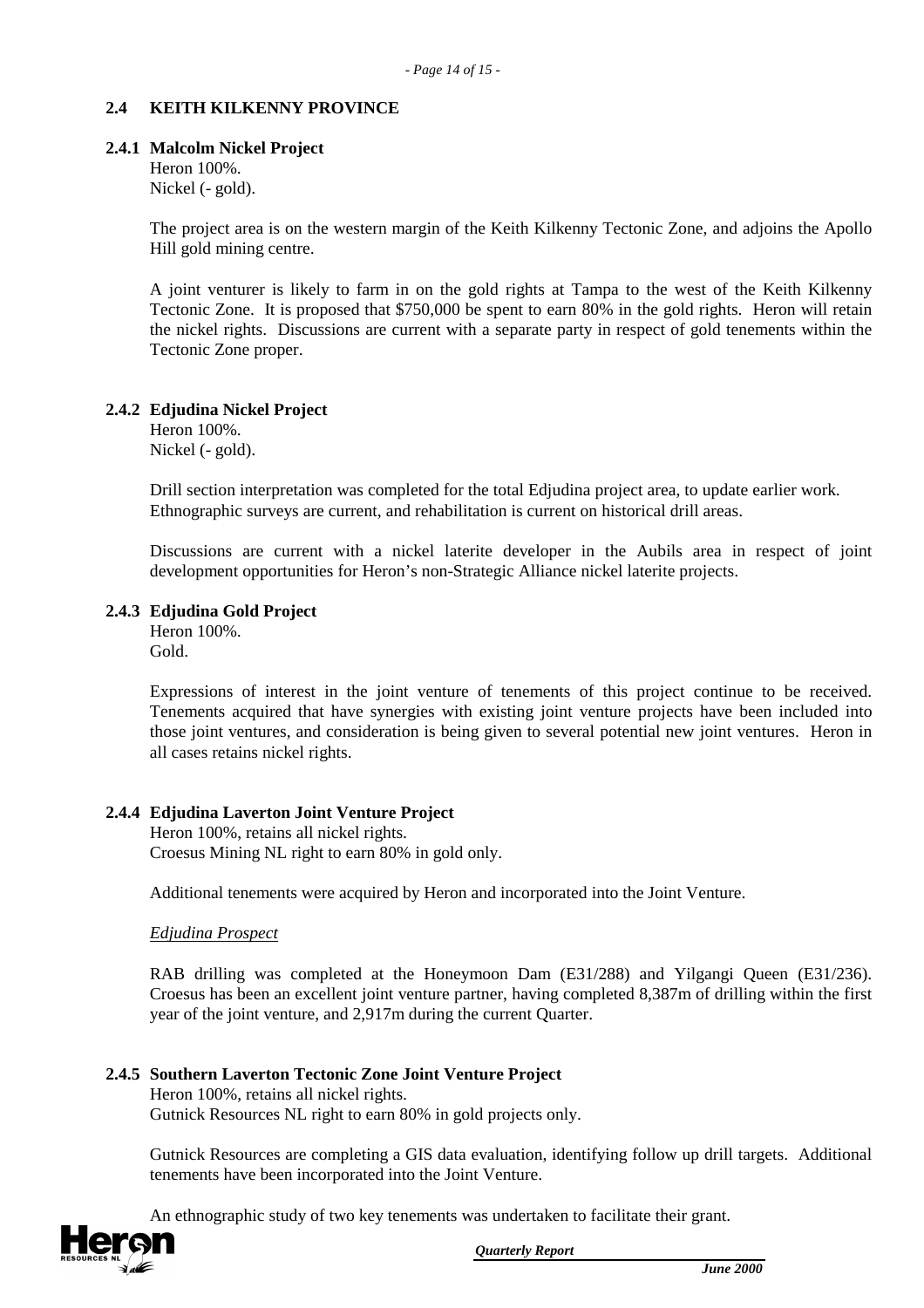## 2.4 KEITH KILKENNY PROVINCE

### 2.4.1 Malcolm Nickel Project

Heron 100%.
Nickel (- gold).

The project area is on the western margin of the Keith Kilkenny Tectonic Zone, and adjoins the Apollo Hill gold mining centre.

A joint venturer is likely to farm in on the gold rights at Tampa to the west of the Keith Kilkenny Tectonic Zone. It is proposed that $750,000 be spent to earn 80% in the gold rights. Heron will retain the nickel rights. Discussions are current with a separate party in respect of gold tenements within the Tectonic Zone proper.

### 2.4.2 Edjudina Nickel Project

Heron 100%.
Nickel (- gold).

Drill section interpretation was completed for the total Edjudina project area, to update earlier work. Ethnographic surveys are current, and rehabilitation is current on historical drill areas.

Discussions are current with a nickel laterite developer in the Aubils area in respect of joint development opportunities for Heron's non-Strategic Alliance nickel laterite projects.

### 2.4.3 Edjudina Gold Project

Heron 100%.
Gold.

Expressions of interest in the joint venture of tenements of this project continue to be received. Tenements acquired that have synergies with existing joint venture projects have been included into those joint ventures, and consideration is being given to several potential new joint ventures. Heron in all cases retains nickel rights.

### 2.4.4 Edjudina Laverton Joint Venture Project

Heron 100%, retains all nickel rights.
Croesus Mining NL right to earn 80% in gold only.

Additional tenements were acquired by Heron and incorporated into the Joint Venture.

*Edjudina Prospect*

RAB drilling was completed at the Honeymoon Dam (E31/288) and Yilgangi Queen (E31/236). Croesus has been an excellent joint venture partner, having completed 8,387m of drilling within the first year of the joint venture, and 2,917m during the current Quarter.

### 2.4.5 Southern Laverton Tectonic Zone Joint Venture Project

Heron 100%, retains all nickel rights.
Gutnick Resources NL right to earn 80% in gold projects only.

Gutnick Resources are completing a GIS data evaluation, identifying follow up drill targets. Additional tenements have been incorporated into the Joint Venture.

An ethnographic study of two key tenements was undertaken to facilitate their grant.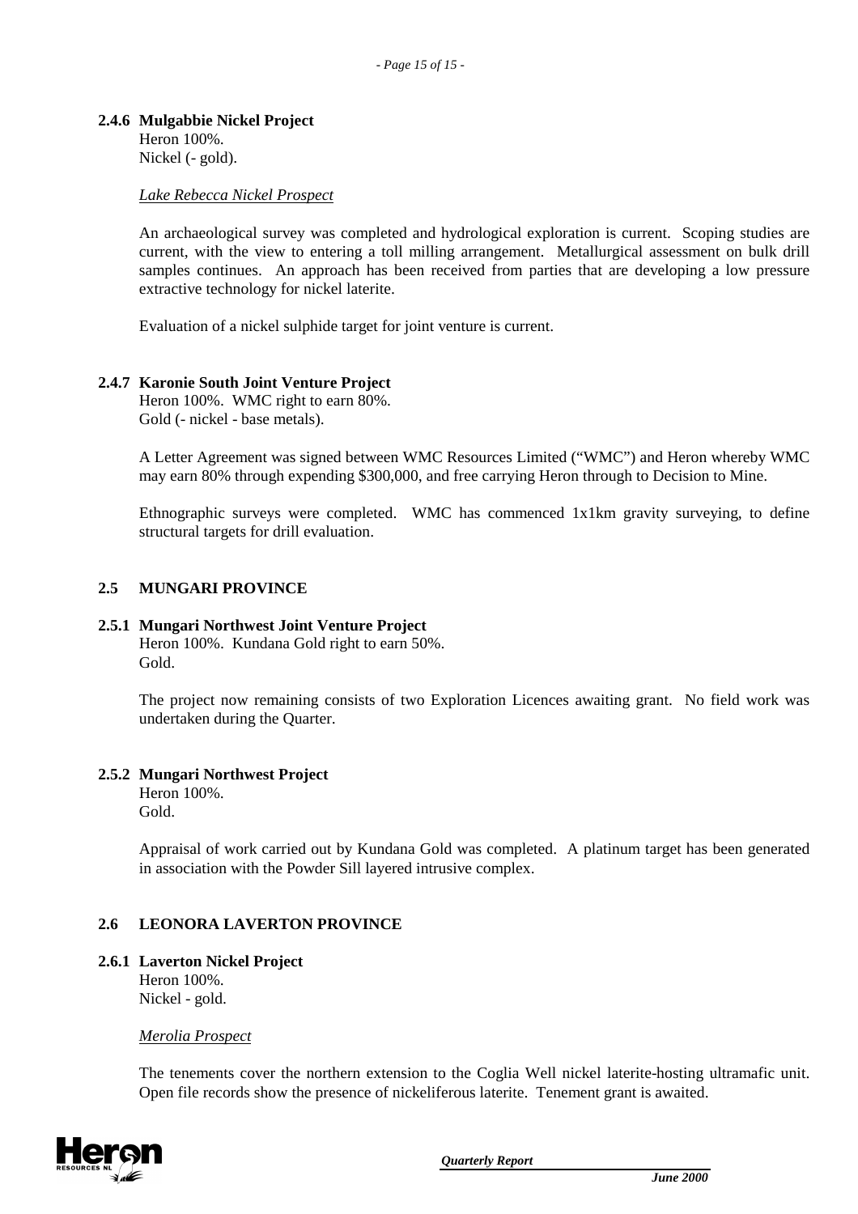### 2.4.6 Mulgabbie Nickel Project

Heron 100%.
Nickel (- gold).

*Lake Rebecca Nickel Prospect*

An archaeological survey was completed and hydrological exploration is current. Scoping studies are current, with the view to entering a toll milling arrangement. Metallurgical assessment on bulk drill samples continues. An approach has been received from parties that are developing a low pressure extractive technology for nickel laterite.

Evaluation of a nickel sulphide target for joint venture is current.

### 2.4.7 Karonie South Joint Venture Project

Heron 100%. WMC right to earn 80%.
Gold (- nickel - base metals).

A Letter Agreement was signed between WMC Resources Limited ("WMC") and Heron whereby WMC may earn 80% through expending $300,000, and free carrying Heron through to Decision to Mine.

Ethnographic surveys were completed. WMC has commenced 1x1km gravity surveying, to define structural targets for drill evaluation.

## 2.5 MUNGARI PROVINCE

### 2.5.1 Mungari Northwest Joint Venture Project

Heron 100%. Kundana Gold right to earn 50%.
Gold.

The project now remaining consists of two Exploration Licences awaiting grant. No field work was undertaken during the Quarter.

### 2.5.2 Mungari Northwest Project

Heron 100%.
Gold.

Appraisal of work carried out by Kundana Gold was completed. A platinum target has been generated in association with the Powder Sill layered intrusive complex.

## 2.6 LEONORA LAVERTON PROVINCE

### 2.6.1 Laverton Nickel Project

Heron 100%.
Nickel - gold.

*Merolia Prospect*

The tenements cover the northern extension to the Coglia Well nickel laterite-hosting ultramafic unit. Open file records show the presence of nickeliferous laterite. Tenement grant is awaited.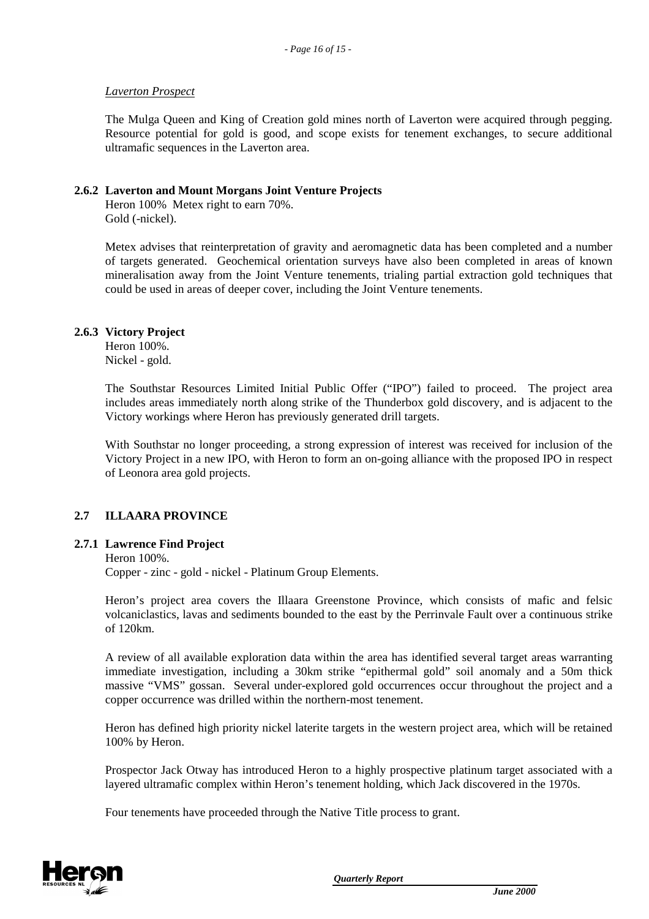*Laverton Prospect*

The Mulga Queen and King of Creation gold mines north of Laverton were acquired through pegging. Resource potential for gold is good, and scope exists for tenement exchanges, to secure additional ultramafic sequences in the Laverton area.

### 2.6.2 Laverton and Mount Morgans Joint Venture Projects

Heron 100% Metex right to earn 70%.
Gold (-nickel).

Metex advises that reinterpretation of gravity and aeromagnetic data has been completed and a number of targets generated. Geochemical orientation surveys have also been completed in areas of known mineralisation away from the Joint Venture tenements, trialing partial extraction gold techniques that could be used in areas of deeper cover, including the Joint Venture tenements.

### 2.6.3 Victory Project

Heron 100%.
Nickel - gold.

The Southstar Resources Limited Initial Public Offer ("IPO") failed to proceed. The project area includes areas immediately north along strike of the Thunderbox gold discovery, and is adjacent to the Victory workings where Heron has previously generated drill targets.

With Southstar no longer proceeding, a strong expression of interest was received for inclusion of the Victory Project in a new IPO, with Heron to form an on-going alliance with the proposed IPO in respect of Leonora area gold projects.

## 2.7 ILLAARA PROVINCE

### 2.7.1 Lawrence Find Project

Heron 100%.
Copper - zinc - gold - nickel - Platinum Group Elements.

Heron's project area covers the Illaara Greenstone Province, which consists of mafic and felsic volcaniclastics, lavas and sediments bounded to the east by the Perrinvale Fault over a continuous strike of 120km.

A review of all available exploration data within the area has identified several target areas warranting immediate investigation, including a 30km strike "epithermal gold" soil anomaly and a 50m thick massive "VMS" gossan. Several under-explored gold occurrences occur throughout the project and a copper occurrence was drilled within the northern-most tenement.

Heron has defined high priority nickel laterite targets in the western project area, which will be retained 100% by Heron.

Prospector Jack Otway has introduced Heron to a highly prospective platinum target associated with a layered ultramafic complex within Heron's tenement holding, which Jack discovered in the 1970s.

Four tenements have proceeded through the Native Title process to grant.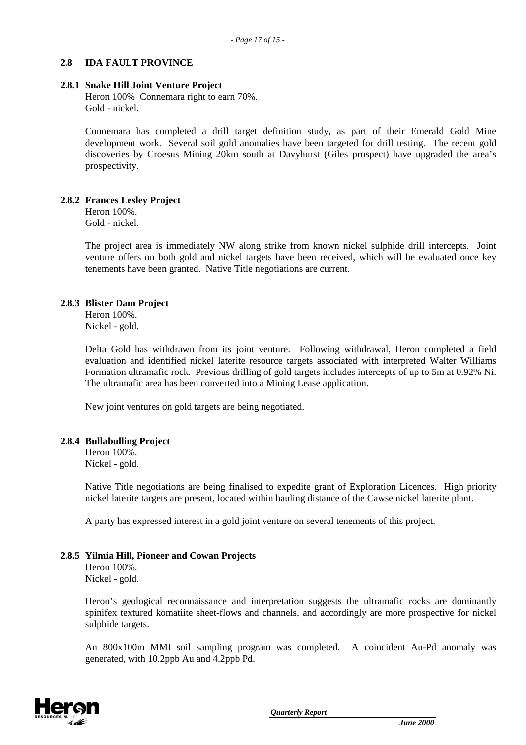## 2.8 IDA FAULT PROVINCE

### 2.8.1 Snake Hill Joint Venture Project

Heron 100% Connemara right to earn 70%.
Gold - nickel.

Connemara has completed a drill target definition study, as part of their Emerald Gold Mine development work. Several soil gold anomalies have been targeted for drill testing. The recent gold discoveries by Croesus Mining 20km south at Davyhurst (Giles prospect) have upgraded the area's prospectivity.

### 2.8.2 Frances Lesley Project

Heron 100%.
Gold - nickel.

The project area is immediately NW along strike from known nickel sulphide drill intercepts. Joint venture offers on both gold and nickel targets have been received, which will be evaluated once key tenements have been granted. Native Title negotiations are current.

### 2.8.3 Blister Dam Project

Heron 100%.
Nickel - gold.

Delta Gold has withdrawn from its joint venture. Following withdrawal, Heron completed a field evaluation and identified nickel laterite resource targets associated with interpreted Walter Williams Formation ultramafic rock. Previous drilling of gold targets includes intercepts of up to 5m at 0.92% Ni. The ultramafic area has been converted into a Mining Lease application.

New joint ventures on gold targets are being negotiated.

### 2.8.4 Bullabulling Project

Heron 100%.
Nickel - gold.

Native Title negotiations are being finalised to expedite grant of Exploration Licences. High priority nickel laterite targets are present, located within hauling distance of the Cawse nickel laterite plant.

A party has expressed interest in a gold joint venture on several tenements of this project.

### 2.8.5 Yilmia Hill, Pioneer and Cowan Projects

Heron 100%.
Nickel - gold.

Heron's geological reconnaissance and interpretation suggests the ultramafic rocks are dominantly spinifex textured komatiite sheet-flows and channels, and accordingly are more prospective for nickel sulphide targets.

An 800x100m MMI soil sampling program was completed. A coincident Au-Pd anomaly was generated, with 10.2ppb Au and 4.2ppb Pd.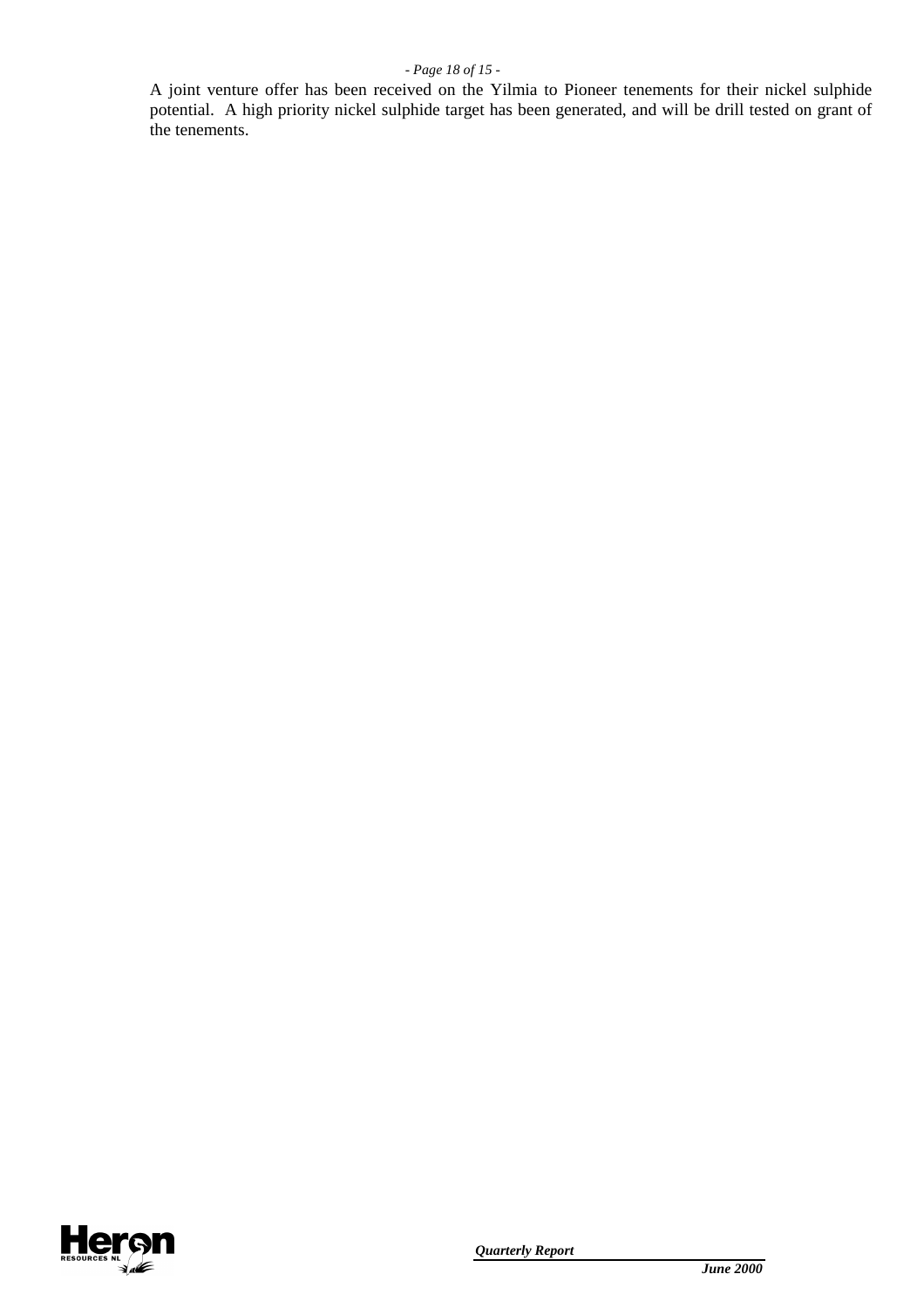A joint venture offer has been received on the Yilmia to Pioneer tenements for their nickel sulphide potential. A high priority nickel sulphide target has been generated, and will be drill tested on grant of the tenements.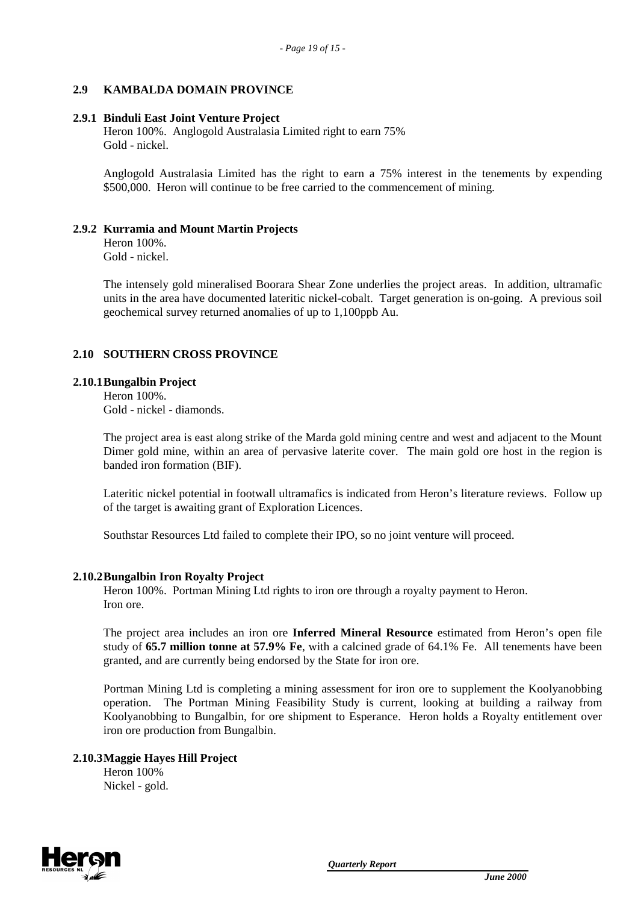## 2.9 KAMBALDA DOMAIN PROVINCE

### 2.9.1 Binduli East Joint Venture Project

Heron 100%. Anglogold Australasia Limited right to earn 75%
Gold - nickel.

Anglogold Australasia Limited has the right to earn a 75% interest in the tenements by expending $500,000. Heron will continue to be free carried to the commencement of mining.

### 2.9.2 Kurramia and Mount Martin Projects

Heron 100%.
Gold - nickel.

The intensely gold mineralised Boorara Shear Zone underlies the project areas. In addition, ultramafic units in the area have documented lateritic nickel-cobalt. Target generation is on-going. A previous soil geochemical survey returned anomalies of up to 1,100ppb Au.

## 2.10 SOUTHERN CROSS PROVINCE

### 2.10.1 Bungalbin Project

Heron 100%.
Gold - nickel - diamonds.

The project area is east along strike of the Marda gold mining centre and west and adjacent to the Mount Dimer gold mine, within an area of pervasive laterite cover. The main gold ore host in the region is banded iron formation (BIF).

Lateritic nickel potential in footwall ultramafics is indicated from Heron's literature reviews. Follow up of the target is awaiting grant of Exploration Licences.

Southstar Resources Ltd failed to complete their IPO, so no joint venture will proceed.

### 2.10.2 Bungalbin Iron Royalty Project

Heron 100%. Portman Mining Ltd rights to iron ore through a royalty payment to Heron.
Iron ore.

The project area includes an iron ore **Inferred Mineral Resource** estimated from Heron's open file study of **65.7 million tonne at 57.9% Fe**, with a calcined grade of 64.1% Fe. All tenements have been granted, and are currently being endorsed by the State for iron ore.

Portman Mining Ltd is completing a mining assessment for iron ore to supplement the Koolyanobbing operation. The Portman Mining Feasibility Study is current, looking at building a railway from Koolyanobbing to Bungalbin, for ore shipment to Esperance. Heron holds a Royalty entitlement over iron ore production from Bungalbin.

### 2.10.3 Maggie Hayes Hill Project

Heron 100%
Nickel - gold.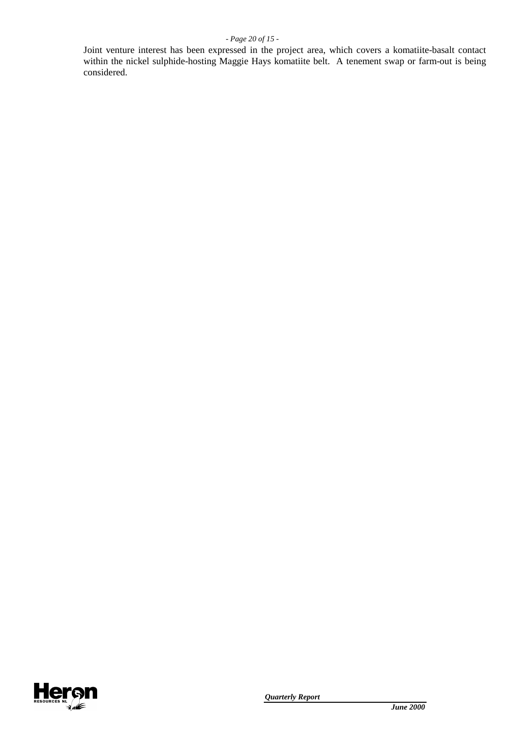Joint venture interest has been expressed in the project area, which covers a komatiite-basalt contact within the nickel sulphide-hosting Maggie Hays komatiite belt. A tenement swap or farm-out is being considered.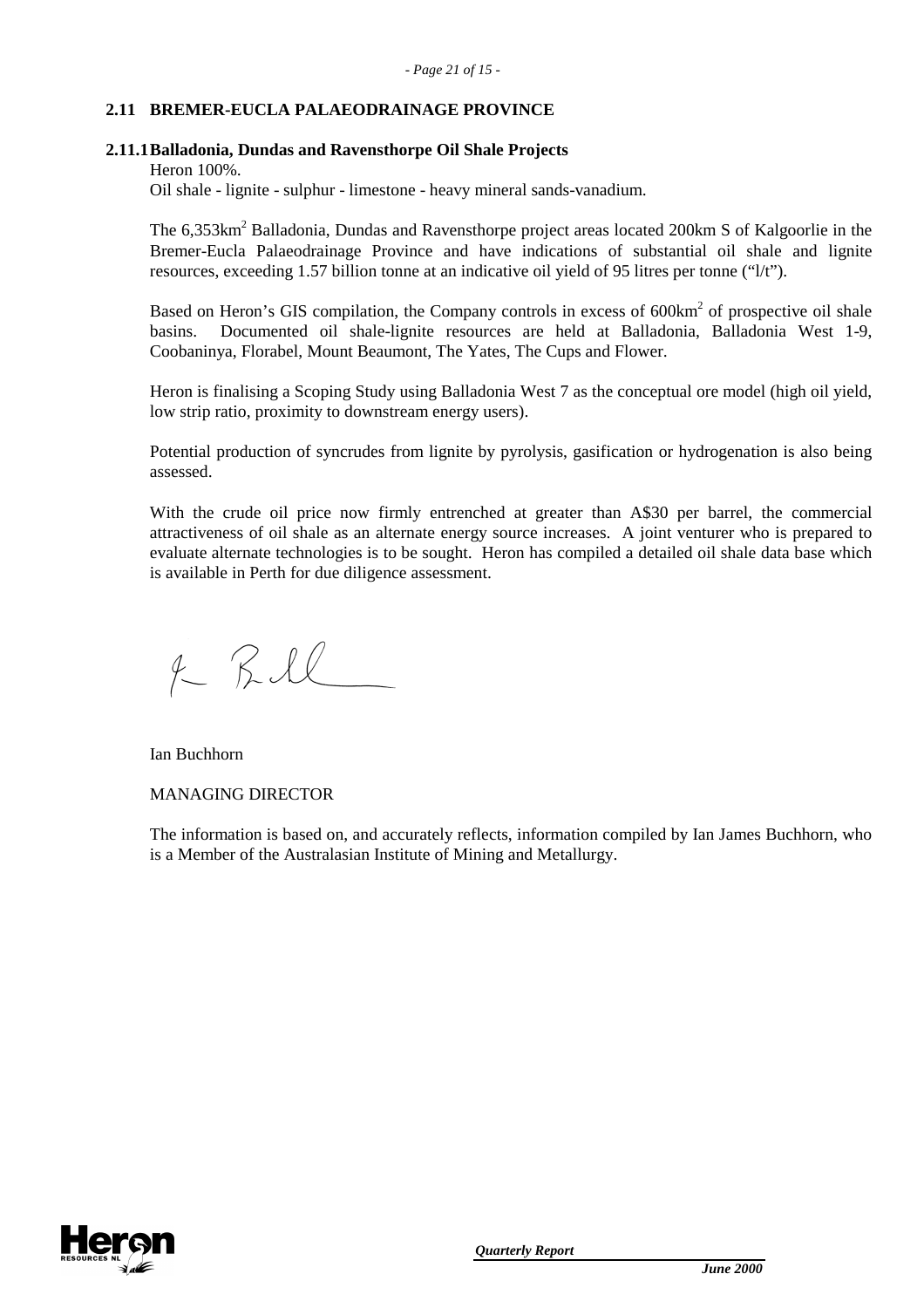## 2.11 BREMER-EUCLA PALAEODRAINAGE PROVINCE

### 2.11.1 Balladonia, Dundas and Ravensthorpe Oil Shale Projects

Heron 100%.

Oil shale - lignite - sulphur - limestone - heavy mineral sands-vanadium.

The 6,353km$^2$ Balladonia, Dundas and Ravensthorpe project areas located 200km S of Kalgoorlie in the Bremer-Eucla Palaeodrainage Province and have indications of substantial oil shale and lignite resources, exceeding 1.57 billion tonne at an indicative oil yield of 95 litres per tonne ("l/t").

Based on Heron's GIS compilation, the Company controls in excess of 600km$^2$ of prospective oil shale basins. Documented oil shale-lignite resources are held at Balladonia, Balladonia West 1-9, Coobaninya, Florabel, Mount Beaumont, The Yates, The Cups and Flower.

Heron is finalising a Scoping Study using Balladonia West 7 as the conceptual ore model (high oil yield, low strip ratio, proximity to downstream energy users).

Potential production of syncrudes from lignite by pyrolysis, gasification or hydrogenation is also being assessed.

With the crude oil price now firmly entrenched at greater than A$30 per barrel, the commercial attractiveness of oil shale as an alternate energy source increases. A joint venturer who is prepared to evaluate alternate technologies is to be sought. Heron has compiled a detailed oil shale data base which is available in Perth for due diligence assessment.

Ian Buchhorn

MANAGING DIRECTOR

The information is based on, and accurately reflects, information compiled by Ian James Buchhorn, who is a Member of the Australasian Institute of Mining and Metallurgy.